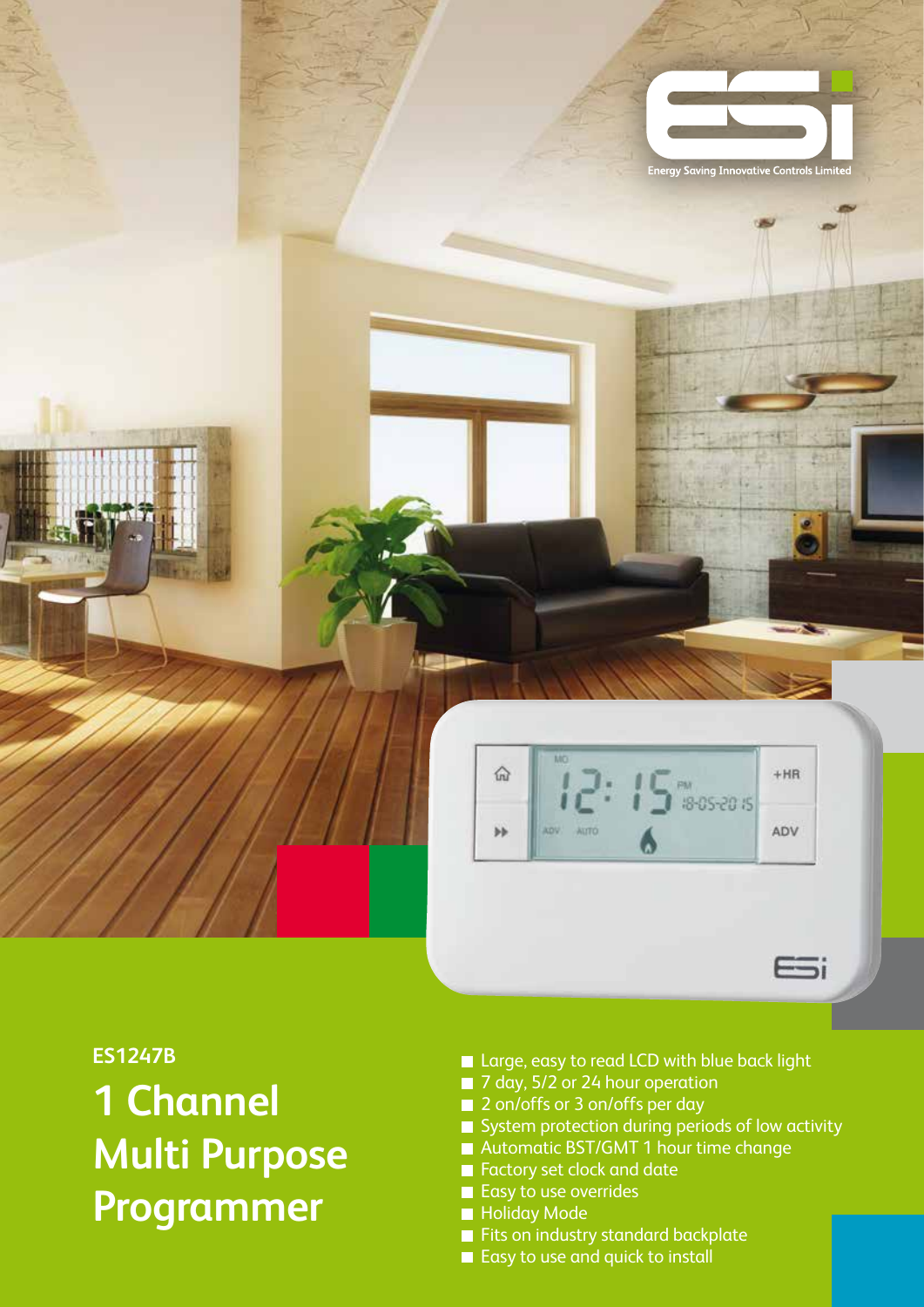Energy Saving Innovative Controls Limited

ES1247B

# 1 Channel Multi Purpose Programmer

- Large, easy to read LCD with blue back light
- 7 day, 5/2 or 24 hour operation
- 2 on/offs or 3 on/offs per day
- System protection during periods of low activity
- Automatic BST/GMT 1 hour time change
- Factory set clock and date
- Easy to use overrides
- Holiday Mode
- Fits on industry standard backplate
- Easy to use and quick to install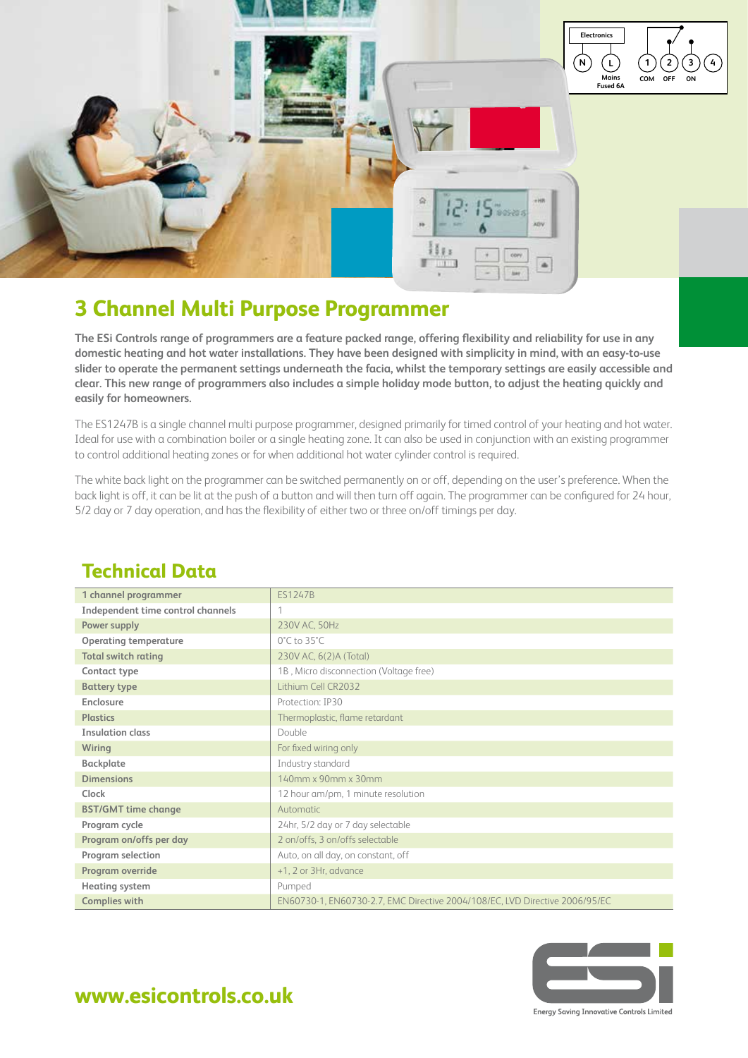Electronics

N L 1 2 3 4

Mains Fused 6A COM OFF ON

# 3 Channel Multi Purpose Programmer

**The ESi Controls range of programmers are a feature packed range, offering flexibility and reliability for use in any domestic heating and hot water installations. They have been designed with simplicity in mind, with an easy-to-use slider to operate the permanent settings underneath the facia, whilst the temporary settings are easily accessible and clear. This new range of programmers also includes a simple holiday mode button, to adjust the heating quickly and easily for homeowners.**

The ES1247B is a single channel multi purpose programmer, designed primarily for timed control of your heating and hot water. Ideal for use with a combination boiler or a single heating zone. It can also be used in conjunction with an existing programmer to control additional heating zones or for when additional hot water cylinder control is required.

The white back light on the programmer can be switched permanently on or off, depending on the user's preference. When the back light is off, it can be lit at the push of a button and will then turn off again. The programmer can be configured for 24 hour, 5/2 day or 7 day operation, and has the flexibility of either two or three on/off timings per day.

## Technical Data

| | |
|---|---|
| **1 channel programmer** | ES1247B |
| **Independent time control channels** | 1 |
| **Power supply** | 230V AC, 50Hz |
| **Operating temperature** | 0°C to 35°C |
| **Total switch rating** | 230V AC, 6(2)A (Total) |
| **Contact type** | 1B , Micro disconnection (Voltage free) |
| **Battery type** | Lithium Cell CR2032 |
| **Enclosure** | Protection: IP30 |
| **Plastics** | Thermoplastic, flame retardant |
| **Insulation class** | Double |
| **Wiring** | For fixed wiring only |
| **Backplate** | Industry standard |
| **Dimensions** | 140mm x 90mm x 30mm |
| **Clock** | 12 hour am/pm, 1 minute resolution |
| **BST/GMT time change** | Automatic |
| **Program cycle** | 24hr, 5/2 day or 7 day selectable |
| **Program on/offs per day** | 2 on/offs, 3 on/offs selectable |
| **Program selection** | Auto, on all day, on constant, off |
| **Program override** | +1, 2 or 3Hr, advance |
| **Heating system** | Pumped |
| **Complies with** | EN60730-1, EN60730-2.7, EMC Directive 2004/108/EC, LVD Directive 2006/95/EC |

**www.esicontrols.co.uk**

Energy Saving Innovative Controls Limited